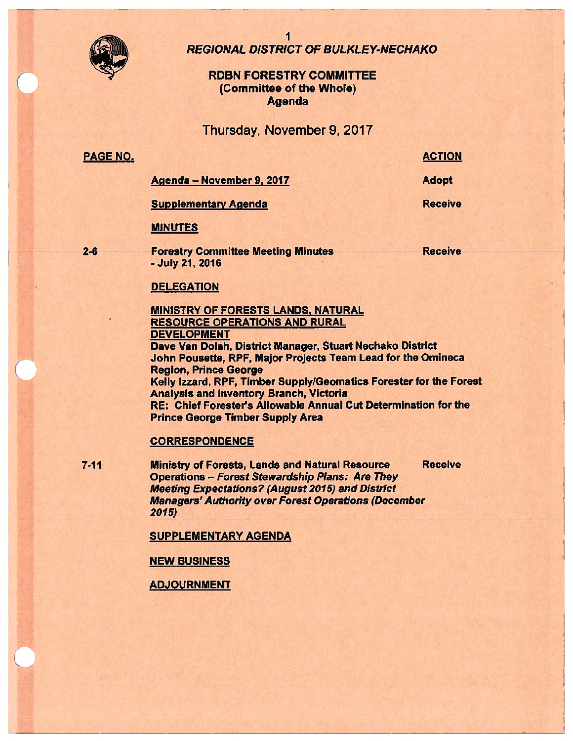# REGIONAL DISTRICT OF BULKLEY-NECHAKO

## RDBN FORESTRY COMMITTEE
### (Committee of the Whole)
### Agenda

Thursday, November 9, 2017

| PAGE NO. | | ACTION |
|---|---|---|
| | **Agenda – November 9, 2017** | **Adopt** |
| | **Supplementary Agenda** | **Receive** |
| | **MINUTES** | |
| **2-6** | **Forestry Committee Meeting Minutes - July 21, 2016** | **Receive** |
| | **DELEGATION** | |
| | **MINISTRY OF FORESTS LANDS, NATURAL RESOURCE OPERATIONS AND RURAL DEVELOPMENT**<br>**Dave Van Dolah, District Manager, Stuart Nechako District**<br>**John Pousette, RPF, Major Projects Team Lead for the Omineca Region, Prince George**<br>**Kelly Izzard, RPF, Timber Supply/Geomatics Forester for the Forest Analysis and Inventory Branch, Victoria**<br>**RE: Chief Forester's Allowable Annual Cut Determination for the Prince George Timber Supply Area** | |
| | **CORRESPONDENCE** | |
| **7-11** | **Ministry of Forests, Lands and Natural Resource Operations – *Forest Stewardship Plans: Are They Meeting Expectations? (August 2015) and District Managers' Authority over Forest Operations (December 2015)*** | **Receive** |
| | **SUPPLEMENTARY AGENDA** | |
| | **NEW BUSINESS** | |
| | **ADJOURNMENT** | |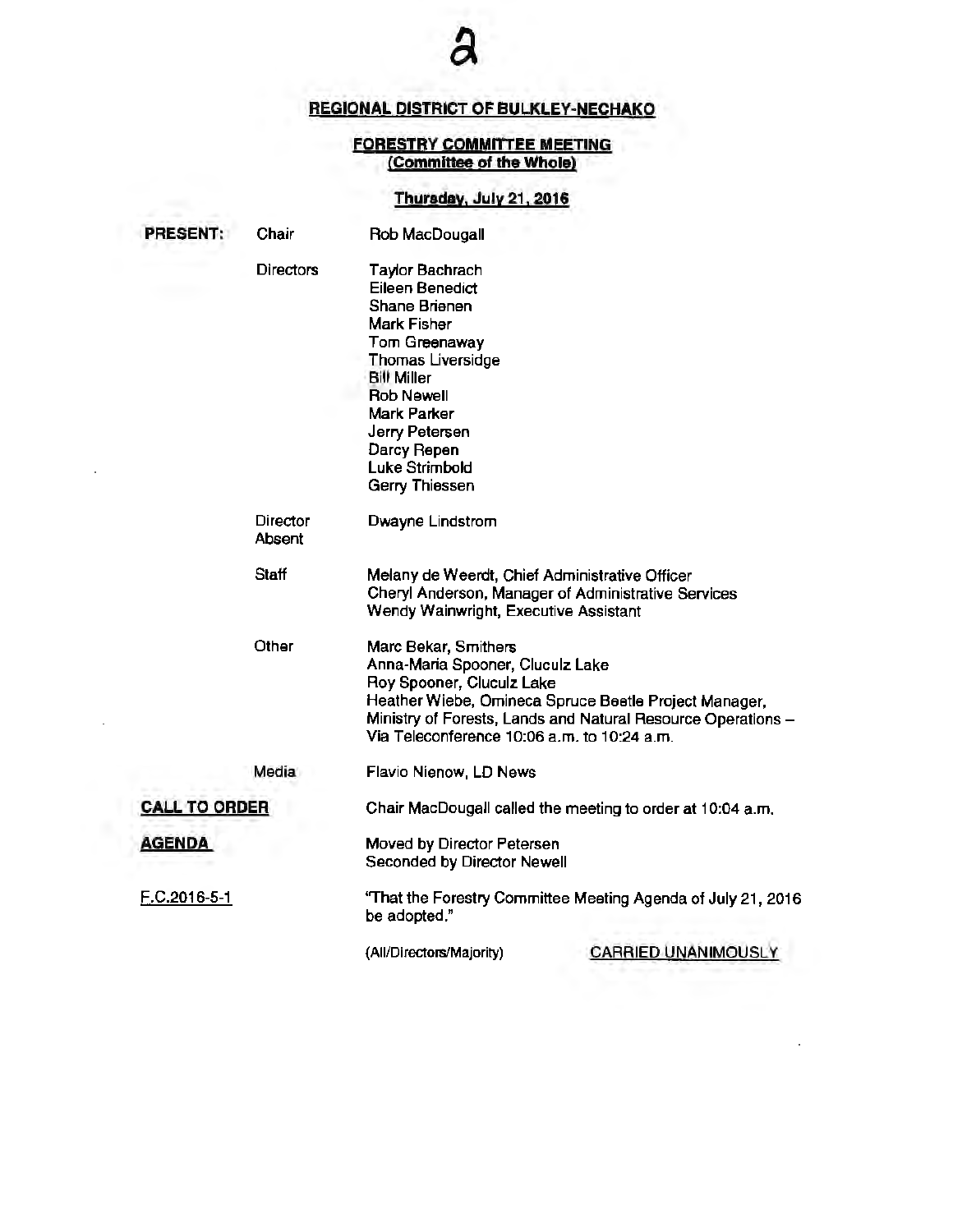## REGIONAL DISTRICT OF BULKLEY-NECHAKO

### FORESTRY COMMITTEE MEETING
### (Committee of the Whole)

### Thursday, July 21, 2016

| | | |
|---|---|---|
| **PRESENT:** | Chair | Rob MacDougall |
| | Directors | Taylor Bachrach<br>Eileen Benedict<br>Shane Brienen<br>Mark Fisher<br>Tom Greenaway<br>Thomas Liversidge<br>Bill Miller<br>Rob Newell<br>Mark Parker<br>Jerry Petersen<br>Darcy Repen<br>Luke Strimbold<br>Gerry Thiessen |
| | Director Absent | Dwayne Lindstrom |
| | Staff | Melany de Weerdt, Chief Administrative Officer<br>Cheryl Anderson, Manager of Administrative Services<br>Wendy Wainwright, Executive Assistant |
| | Other | Marc Bekar, Smithers<br>Anna-Maria Spooner, Cluculz Lake<br>Roy Spooner, Cluculz Lake<br>Heather Wiebe, Omineca Spruce Beetle Project Manager, Ministry of Forests, Lands and Natural Resource Operations – Via Teleconference 10:06 a.m. to 10:24 a.m. |
| | Media | Flavio Nienow, LD News |

**CALL TO ORDER** — Chair MacDougall called the meeting to order at 10:04 a.m.

**AGENDA** — Moved by Director Petersen
Seconded by Director Newell

F.C.2016-5-1 — "That the Forestry Committee Meeting Agenda of July 21, 2016 be adopted."

(All/Directors/Majority) CARRIED UNANIMOUSLY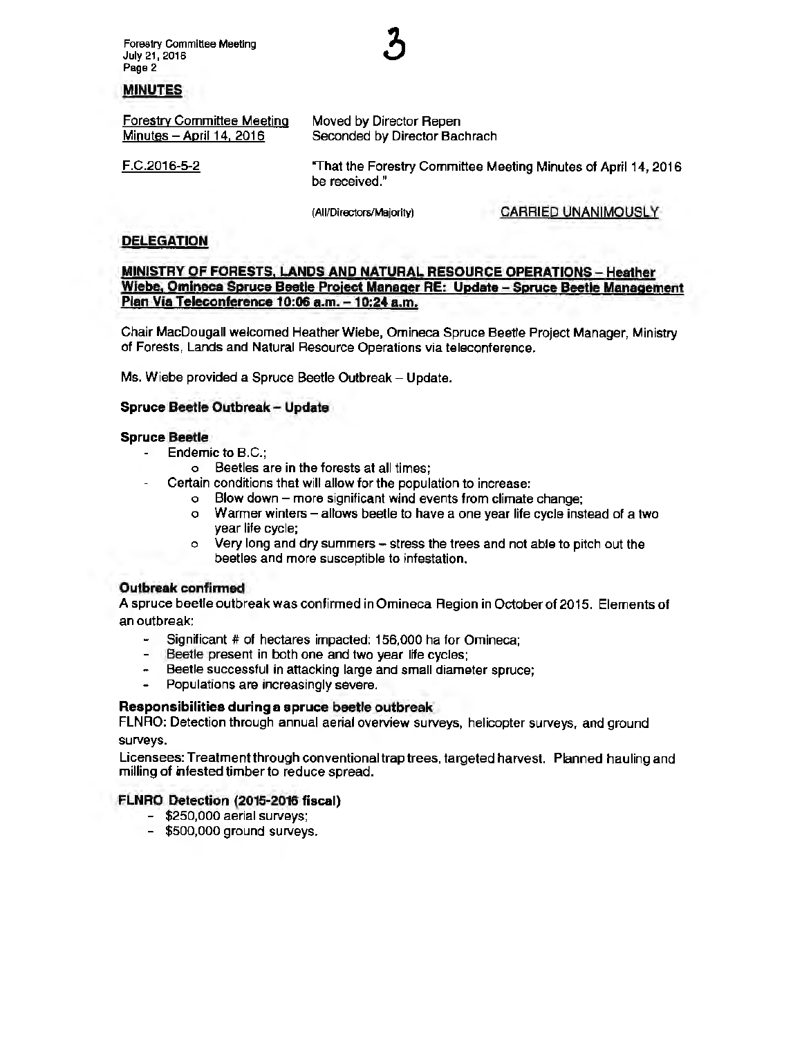## MINUTES

| Forestry Committee Meeting Minutes – April 14, 2016 | Moved by Director Repen<br>Seconded by Director Bachrach |
|---|---|
| F.C.2016-5-2 | "That the Forestry Committee Meeting Minutes of April 14, 2016 be received." |
| | (All/Directors/Majority) CARRIED UNANIMOUSLY |

## DELEGATION

**MINISTRY OF FORESTS, LANDS AND NATURAL RESOURCE OPERATIONS – Heather Wiebe, Omineca Spruce Beetle Project Manager RE: Update – Spruce Beetle Management Plan Via Teleconference 10:06 a.m. – 10:24 a.m.**

Chair MacDougall welcomed Heather Wiebe, Omineca Spruce Beetle Project Manager, Ministry of Forests, Lands and Natural Resource Operations via teleconference.

Ms. Wiebe provided a Spruce Beetle Outbreak – Update.

### Spruce Beetle Outbreak – Update

**Spruce Beetle**

- Endemic to B.C.;
  - Beetles are in the forests at all times;
- Certain conditions that will allow for the population to increase:
  - Blow down – more significant wind events from climate change;
  - Warmer winters – allows beetle to have a one year life cycle instead of a two year life cycle;
  - Very long and dry summers – stress the trees and not able to pitch out the beetles and more susceptible to infestation.

**Outbreak confirmed**

A spruce beetle outbreak was confirmed in Omineca Region in October of 2015. Elements of an outbreak:

- Significant # of hectares impacted: 156,000 ha for Omineca;
- Beetle present in both one and two year life cycles;
- Beetle successful in attacking large and small diameter spruce;
- Populations are increasingly severe.

**Responsibilities during a spruce beetle outbreak**

FLNRO: Detection through annual aerial overview surveys, helicopter surveys, and ground surveys.

Licensees: Treatment through conventional trap trees, targeted harvest. Planned hauling and milling of infested timber to reduce spread.

**FLNRO Detection (2015-2016 fiscal)**

- $250,000 aerial surveys;
- $500,000 ground surveys.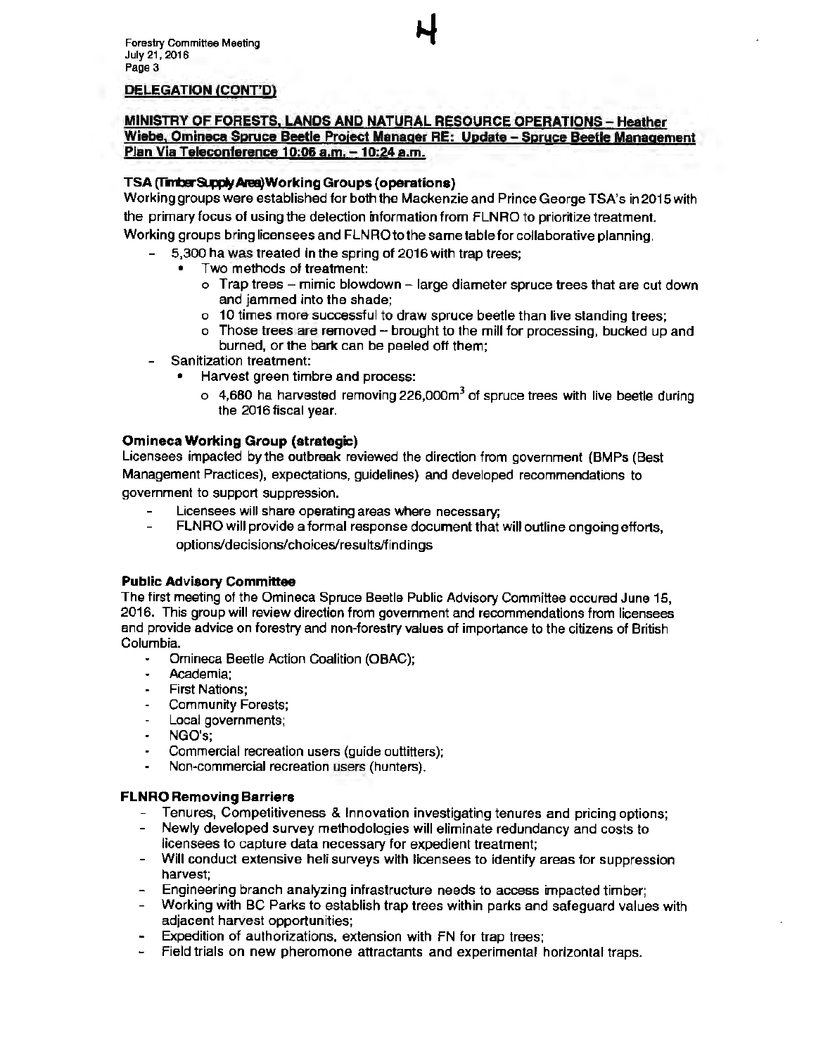**DELEGATION (CONT'D)**

**MINISTRY OF FORESTS, LANDS AND NATURAL RESOURCE OPERATIONS – Heather Wiebe, Omineca Spruce Beetle Project Manager RE: Update – Spruce Beetle Management Plan Via Teleconference 10:06 a.m. – 10:24 a.m.**

**TSA (Timber Supply Area) Working Groups (operations)**

Working groups were established for both the Mackenzie and Prince George TSA's in 2015 with the primary focus of using the detection information from FLNRO to prioritize treatment. Working groups bring licensees and FLNRO to the same table for collaborative planning.

- 5,300 ha was treated in the spring of 2016 with trap trees;
  - Two methods of treatment:
    - Trap trees – mimic blowdown – large diameter spruce trees that are cut down and jammed into the shade;
    - 10 times more successful to draw spruce beetle than live standing trees;
    - Those trees are removed – brought to the mill for processing, bucked up and burned, or the bark can be peeled off them;
- Sanitization treatment:
  - Harvest green timbre and process:
    - 4,680 ha harvested removing 226,000m$^3$ of spruce trees with live beetle during the 2016 fiscal year.

**Omineca Working Group (strategic)**

Licensees impacted by the outbreak reviewed the direction from government (BMPs (Best Management Practices), expectations, guidelines) and developed recommendations to government to support suppression.

- Licensees will share operating areas where necessary;
- FLNRO will provide a formal response document that will outline ongoing efforts, options/decisions/choices/results/findings

**Public Advisory Committee**

The first meeting of the Omineca Spruce Beetle Public Advisory Committee occured June 15, 2016. This group will review direction from government and recommendations from licensees and provide advice on forestry and non-forestry values of importance to the citizens of British Columbia.

- Omineca Beetle Action Coalition (OBAC);
- Academia;
- First Nations;
- Community Forests;
- Local governments;
- NGO's;
- Commercial recreation users (guide outfitters);
- Non-commercial recreation users (hunters).

**FLNRO Removing Barriers**

- Tenures, Competitiveness & Innovation investigating tenures and pricing options;
- Newly developed survey methodologies will eliminate redundancy and costs to licensees to capture data necessary for expedient treatment;
- Will conduct extensive heli surveys with licensees to identify areas for suppression harvest;
- Engineering branch analyzing infrastructure needs to access impacted timber;
- Working with BC Parks to establish trap trees within parks and safeguard values with adjacent harvest opportunities;
- Expedition of authorizations, extension with FN for trap trees;
- Field trials on new pheromone attractants and experimental horizontal traps.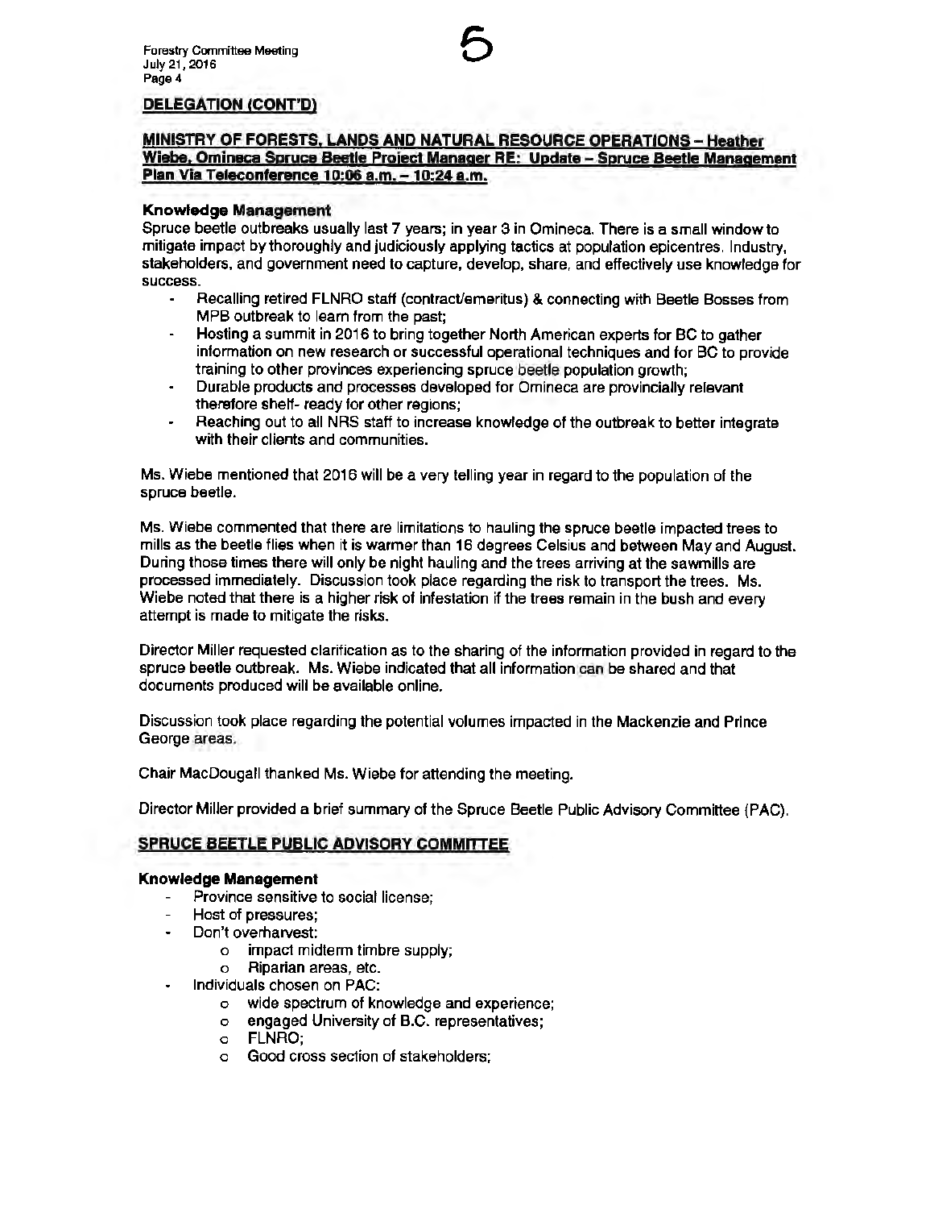## DELEGATION (CONT'D)

### MINISTRY OF FORESTS, LANDS AND NATURAL RESOURCE OPERATIONS – Heather Wiebe, Omineca Spruce Beetle Project Manager RE: Update – Spruce Beetle Management Plan Via Teleconference 10:06 a.m. – 10:24 a.m.

**Knowledge Management**

Spruce beetle outbreaks usually last 7 years; in year 3 in Omineca. There is a small window to mitigate impact by thoroughly and judiciously applying tactics at population epicentres. Industry, stakeholders, and government need to capture, develop, share, and effectively use knowledge for success.

- Recalling retired FLNRO staff (contract/emeritus) & connecting with Beetle Bosses from MPB outbreak to learn from the past;
- Hosting a summit in 2016 to bring together North American experts for BC to gather information on new research or successful operational techniques and for BC to provide training to other provinces experiencing spruce beetle population growth;
- Durable products and processes developed for Omineca are provincially relevant therefore shelf- ready for other regions;
- Reaching out to all NRS staff to increase knowledge of the outbreak to better integrate with their clients and communities.

Ms. Wiebe mentioned that 2016 will be a very telling year in regard to the population of the spruce beetle.

Ms. Wiebe commented that there are limitations to hauling the spruce beetle impacted trees to mills as the beetle flies when it is warmer than 16 degrees Celsius and between May and August. During those times there will only be night hauling and the trees arriving at the sawmills are processed immediately. Discussion took place regarding the risk to transport the trees. Ms. Wiebe noted that there is a higher risk of infestation if the trees remain in the bush and every attempt is made to mitigate the risks.

Director Miller requested clarification as to the sharing of the information provided in regard to the spruce beetle outbreak. Ms. Wiebe indicated that all information can be shared and that documents produced will be available online.

Discussion took place regarding the potential volumes impacted in the Mackenzie and Prince George areas.

Chair MacDougall thanked Ms. Wiebe for attending the meeting.

Director Miller provided a brief summary of the Spruce Beetle Public Advisory Committee (PAC).

## SPRUCE BEETLE PUBLIC ADVISORY COMMITTEE

**Knowledge Management**

- Province sensitive to social license;
- Host of pressures;
- Don't overharvest:
  - impact midterm timbre supply;
  - Riparian areas, etc.
- Individuals chosen on PAC:
  - wide spectrum of knowledge and experience;
  - engaged University of B.C. representatives;
  - FLNRO;
  - Good cross section of stakeholders;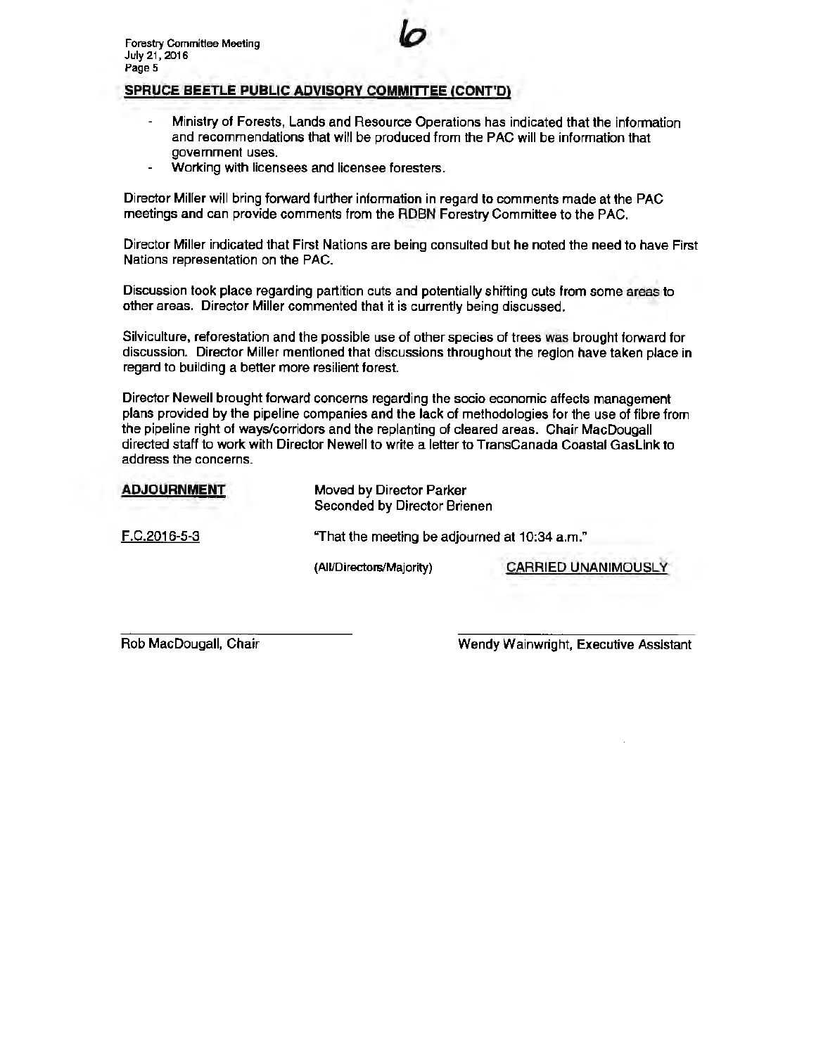## SPRUCE BEETLE PUBLIC ADVISORY COMMITTEE (CONT'D)

- Ministry of Forests, Lands and Resource Operations has indicated that the information and recommendations that will be produced from the PAC will be information that government uses.
- Working with licensees and licensee foresters.

Director Miller will bring forward further information in regard to comments made at the PAC meetings and can provide comments from the RDBN Forestry Committee to the PAC.

Director Miller indicated that First Nations are being consulted but he noted the need to have First Nations representation on the PAC.

Discussion took place regarding partition cuts and potentially shifting cuts from some areas to other areas. Director Miller commented that it is currently being discussed.

Silviculture, reforestation and the possible use of other species of trees was brought forward for discussion. Director Miller mentioned that discussions throughout the region have taken place in regard to building a better more resilient forest.

Director Newell brought forward concerns regarding the socio economic affects management plans provided by the pipeline companies and the lack of methodologies for the use of fibre from the pipeline right of ways/corridors and the replanting of cleared areas. Chair MacDougall directed staff to work with Director Newell to write a letter to TransCanada Coastal GasLink to address the concerns.

**ADJOURNMENT** Moved by Director Parker
Seconded by Director Brienen

F.C.2016-5-3 "That the meeting be adjourned at 10:34 a.m."

(All/Directors/Majority) CARRIED UNANIMOUSLY

\_\_\_\_\_\_\_\_\_\_\_\_\_\_\_\_\_\_\_\_\_\_\_\_
Rob MacDougall, Chair

\_\_\_\_\_\_\_\_\_\_\_\_\_\_\_\_\_\_\_\_\_\_\_\_
Wendy Wainwright, Executive Assistant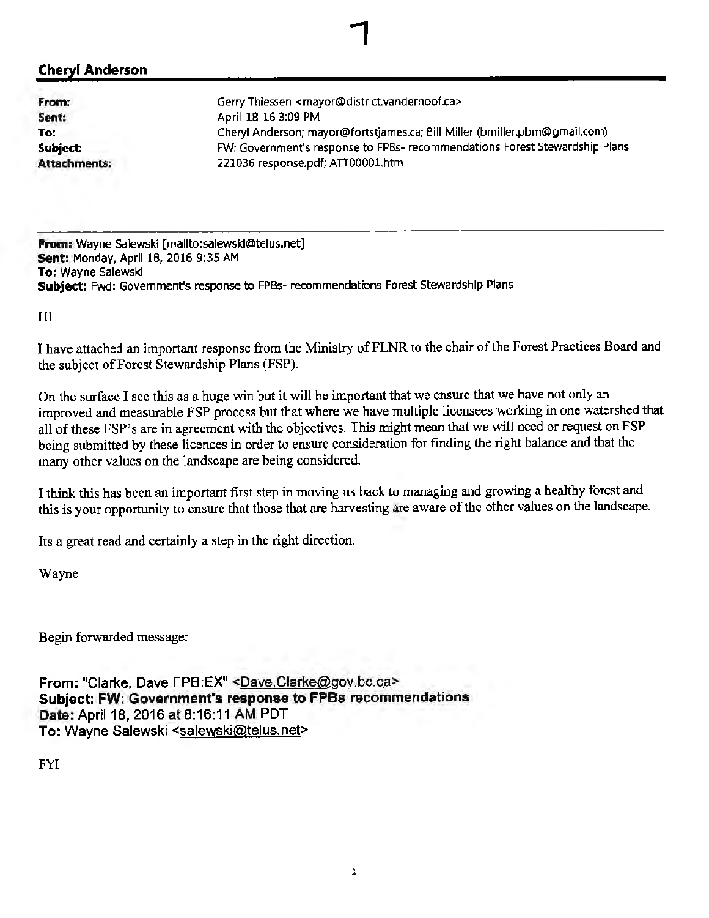**Cheryl Anderson**

**From:** Gerry Thiessen <mayor@district.vanderhoof.ca>
**Sent:** April-18-16 3:09 PM
**To:** Cheryl Anderson; mayor@fortstjames.ca; Bill Miller (bmiller.pbm@gmail.com)
**Subject:** FW: Government's response to FPBs- recommendations Forest Stewardship Plans
**Attachments:** 221036 response.pdf; ATT00001.htm

---

**From:** Wayne Salewski [mailto:salewski@telus.net]
**Sent:** Monday, April 18, 2016 9:35 AM
**To:** Wayne Salewski
**Subject:** Fwd: Government's response to FPBs- recommendations Forest Stewardship Plans

HI

I have attached an important response from the Ministry of FLNR to the chair of the Forest Practices Board and the subject of Forest Stewardship Plans (FSP).

On the surface I see this as a huge win but it will be important that we ensure that we have not only an improved and measurable FSP process but that where we have multiple licensees working in one watershed that all of these FSP's are in agreement with the objectives. This might mean that we will need or request on FSP being submitted by these licences in order to ensure consideration for finding the right balance and that the many other values on the landscape are being considered.

I think this has been an important first step in moving us back to managing and growing a healthy forest and this is your opportunity to ensure that those that are harvesting are aware of the other values on the landscape.

Its a great read and certainly a step in the right direction.

Wayne

Begin forwarded message:

**From:** "Clarke, Dave FPB:EX" <Dave.Clarke@gov.bc.ca>
**Subject: FW: Government's response to FPBs recommendations**
**Date:** April 18, 2016 at 8:16:11 AM PDT
**To:** Wayne Salewski <salewski@telus.net>

FYI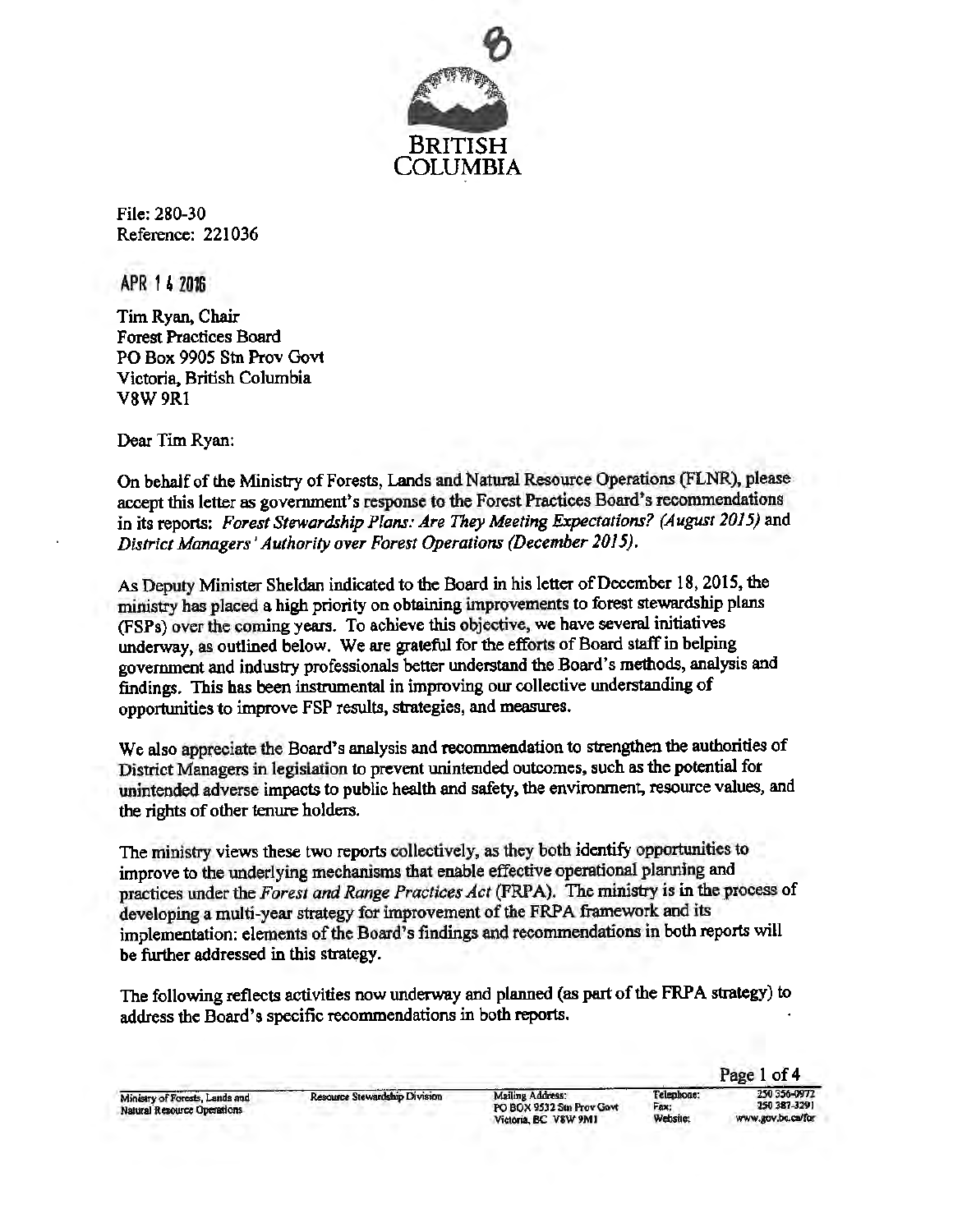BRITISH COLUMBIA

File: 280-30
Reference: 221036

APR 14 2016

Tim Ryan, Chair
Forest Practices Board
PO Box 9905 Stn Prov Govt
Victoria, British Columbia
V8W 9R1

Dear Tim Ryan:

On behalf of the Ministry of Forests, Lands and Natural Resource Operations (FLNR), please accept this letter as government's response to the Forest Practices Board's recommendations in its reports: *Forest Stewardship Plans: Are They Meeting Expectations? (August 2015)* and *District Managers' Authority over Forest Operations (December 2015).*

As Deputy Minister Sheldan indicated to the Board in his letter of December 18, 2015, the ministry has placed a high priority on obtaining improvements to forest stewardship plans (FSPs) over the coming years. To achieve this objective, we have several initiatives underway, as outlined below. We are grateful for the efforts of Board staff in helping government and industry professionals better understand the Board's methods, analysis and findings. This has been instrumental in improving our collective understanding of opportunities to improve FSP results, strategies, and measures.

We also appreciate the Board's analysis and recommendation to strengthen the authorities of District Managers in legislation to prevent unintended outcomes, such as the potential for unintended adverse impacts to public health and safety, the environment, resource values, and the rights of other tenure holders.

The ministry views these two reports collectively, as they both identify opportunities to improve to the underlying mechanisms that enable effective operational planning and practices under the *Forest and Range Practices Act* (FRPA). The ministry is in the process of developing a multi-year strategy for improvement of the FRPA framework and its implementation: elements of the Board's findings and recommendations in both reports will be further addressed in this strategy.

The following reflects activities now underway and planned (as part of the FRPA strategy) to address the Board's specific recommendations in both reports.

Ministry of Forests, Lands and Natural Resource Operations | Resource Stewardship Division | Mailing Address: PO BOX 9532 Stn Prov Govt Victoria, BC V8W 9M1 | Telephone: 250 356-0972 | Fax: 250 387-3291 | Website: www.gov.bc.ca/for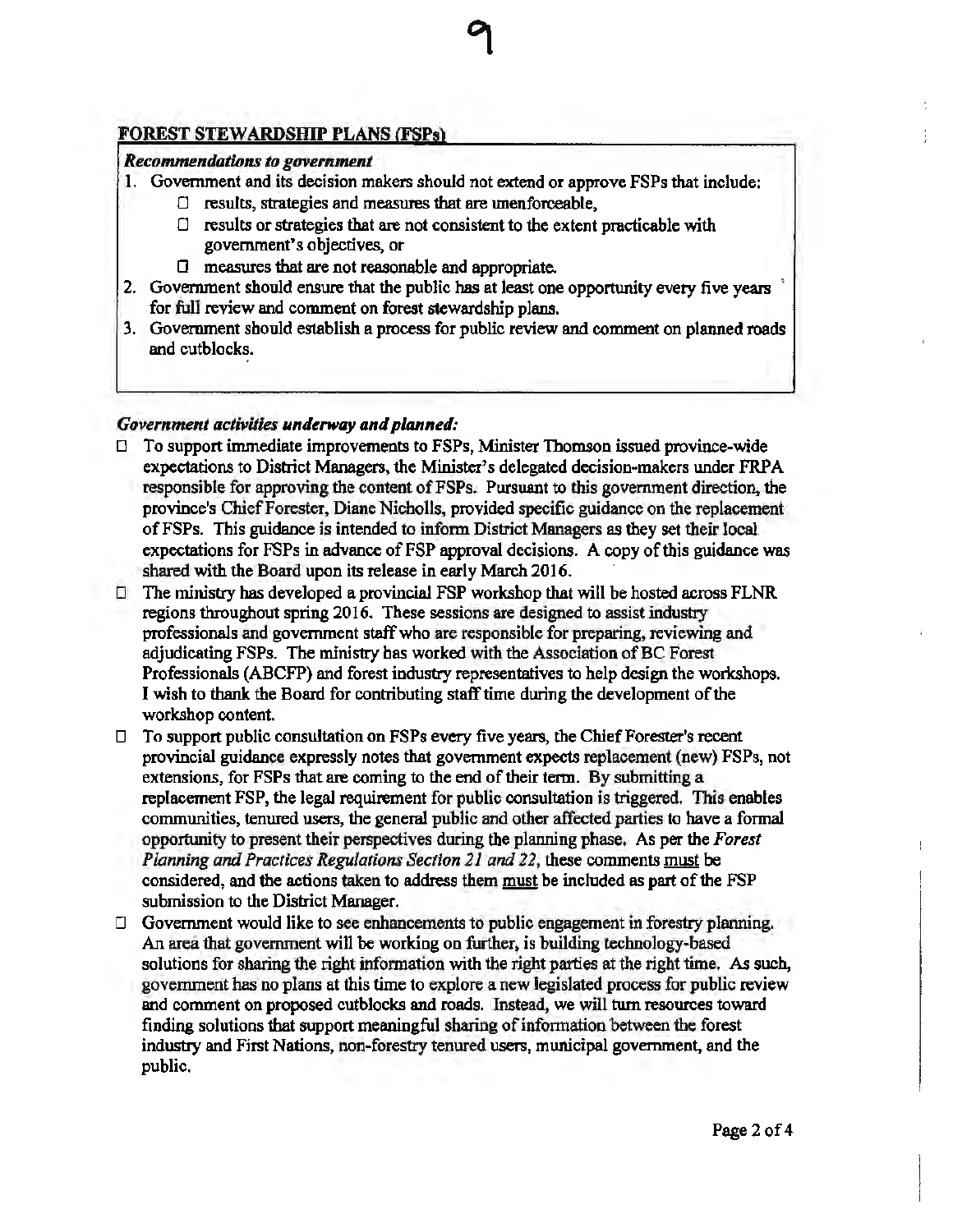## FOREST STEWARDSHIP PLANS (FSPs)

***Recommendations to government***

1. Government and its decision makers should not extend or approve FSPs that include:
   - results, strategies and measures that are unenforceable,
   - results or strategies that are not consistent to the extent practicable with government's objectives, or
   - measures that are not reasonable and appropriate.
2. Government should ensure that the public has at least one opportunity every five years for full review and comment on forest stewardship plans.
3. Government should establish a process for public review and comment on planned roads and cutblocks.

***Government activities underway and planned:***

- To support immediate improvements to FSPs, Minister Thomson issued province-wide expectations to District Managers, the Minister's delegated decision-makers under FRPA responsible for approving the content of FSPs. Pursuant to this government direction, the province's Chief Forester, Diane Nicholls, provided specific guidance on the replacement of FSPs. This guidance is intended to inform District Managers as they set their local expectations for FSPs in advance of FSP approval decisions. A copy of this guidance was shared with the Board upon its release in early March 2016.
- The ministry has developed a provincial FSP workshop that will be hosted across FLNR regions throughout spring 2016. These sessions are designed to assist industry professionals and government staff who are responsible for preparing, reviewing and adjudicating FSPs. The ministry has worked with the Association of BC Forest Professionals (ABCFP) and forest industry representatives to help design the workshops. I wish to thank the Board for contributing staff time during the development of the workshop content.
- To support public consultation on FSPs every five years, the Chief Forester's recent provincial guidance expressly notes that government expects replacement (new) FSPs, not extensions, for FSPs that are coming to the end of their term. By submitting a replacement FSP, the legal requirement for public consultation is triggered. This enables communities, tenured users, the general public and other affected parties to have a formal opportunity to present their perspectives during the planning phase. As per the *Forest Planning and Practices Regulations Section 21 and 22*, these comments must be considered, and the actions taken to address them must be included as part of the FSP submission to the District Manager.
- Government would like to see enhancements to public engagement in forestry planning. An area that government will be working on further, is building technology-based solutions for sharing the right information with the right parties at the right time. As such, government has no plans at this time to explore a new legislated process for public review and comment on proposed cutblocks and roads. Instead, we will turn resources toward finding solutions that support meaningful sharing of information between the forest industry and First Nations, non-forestry tenured users, municipal government, and the public.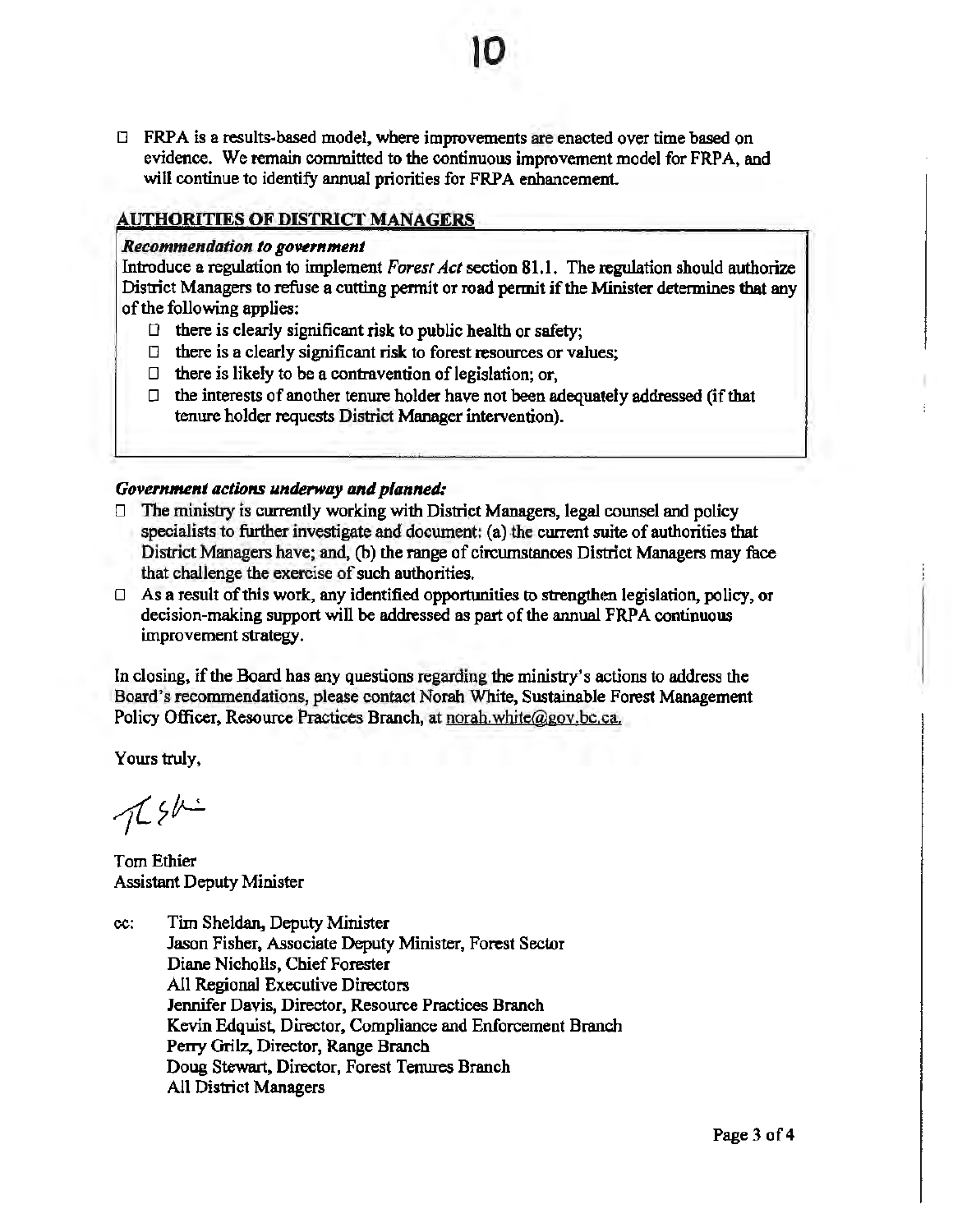- FRPA is a results-based model, where improvements are enacted over time based on evidence. We remain committed to the continuous improvement model for FRPA, and will continue to identify annual priorities for FRPA enhancement.

## AUTHORITIES OF DISTRICT MANAGERS

***Recommendation to government***

Introduce a regulation to implement *Forest Act* section 81.1. The regulation should authorize District Managers to refuse a cutting permit or road permit if the Minister determines that any of the following applies:

- there is clearly significant risk to public health or safety;
- there is a clearly significant risk to forest resources or values;
- there is likely to be a contravention of legislation; or,
- the interests of another tenure holder have not been adequately addressed (if that tenure holder requests District Manager intervention).

***Government actions underway and planned:***

- The ministry is currently working with District Managers, legal counsel and policy specialists to further investigate and document: (a) the current suite of authorities that District Managers have; and, (b) the range of circumstances District Managers may face that challenge the exercise of such authorities.
- As a result of this work, any identified opportunities to strengthen legislation, policy, or decision-making support will be addressed as part of the annual FRPA continuous improvement strategy.

In closing, if the Board has any questions regarding the ministry's actions to address the Board's recommendations, please contact Norah White, Sustainable Forest Management Policy Officer, Resource Practices Branch, at norah.white@gov.bc.ca.

Yours truly,

Tom Ethier
Assistant Deputy Minister

cc: Tim Sheldan, Deputy Minister
Jason Fisher, Associate Deputy Minister, Forest Sector
Diane Nicholls, Chief Forester
All Regional Executive Directors
Jennifer Davis, Director, Resource Practices Branch
Kevin Edquist, Director, Compliance and Enforcement Branch
Perry Grilz, Director, Range Branch
Doug Stewart, Director, Forest Tenures Branch
All District Managers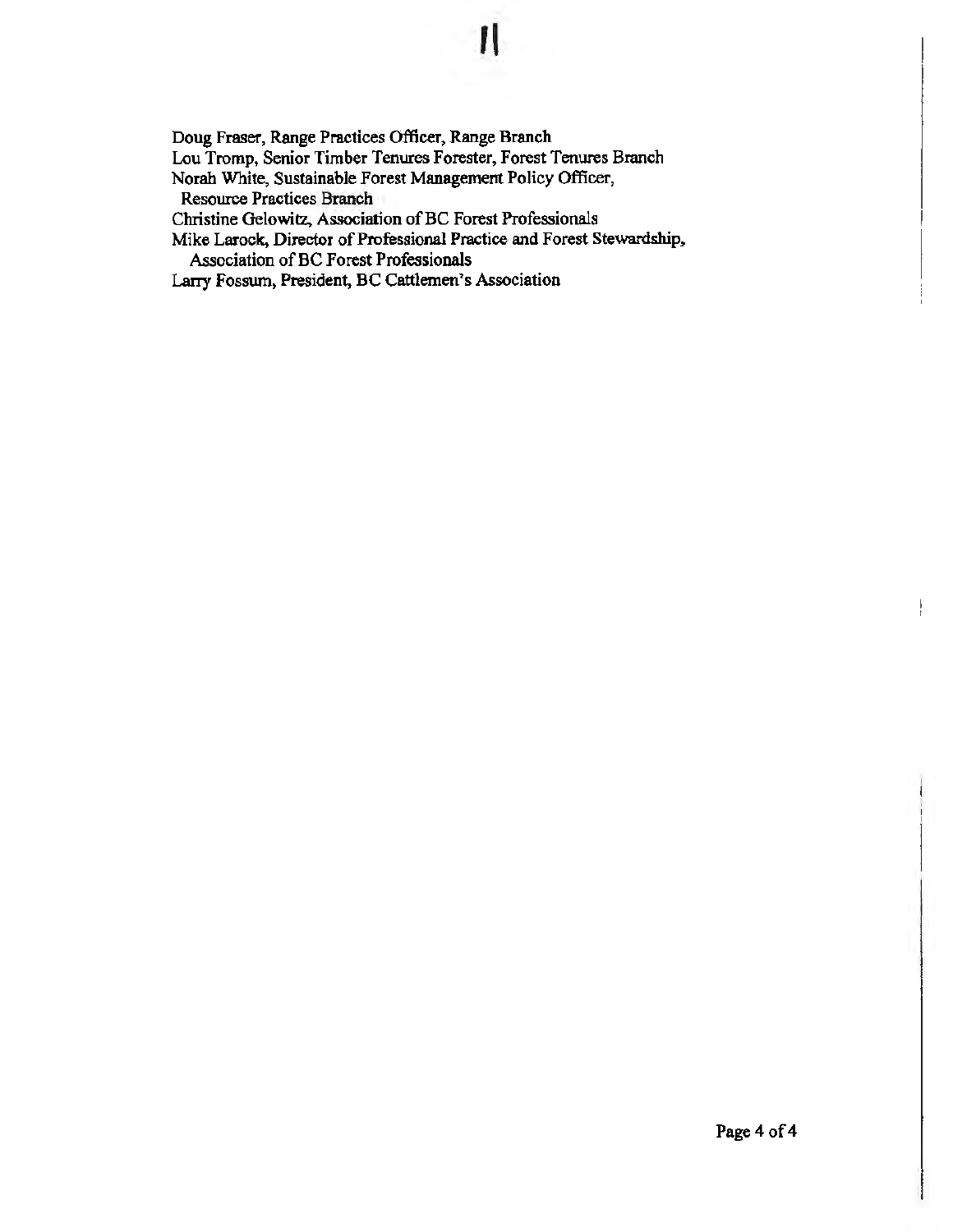Doug Fraser, Range Practices Officer, Range Branch
Lou Tromp, Senior Timber Tenures Forester, Forest Tenures Branch
Norah White, Sustainable Forest Management Policy Officer,
Resource Practices Branch
Christine Gelowitz, Association of BC Forest Professionals
Mike Larock, Director of Professional Practice and Forest Stewardship,
Association of BC Forest Professionals
Larry Fossum, President, BC Cattlemen's Association